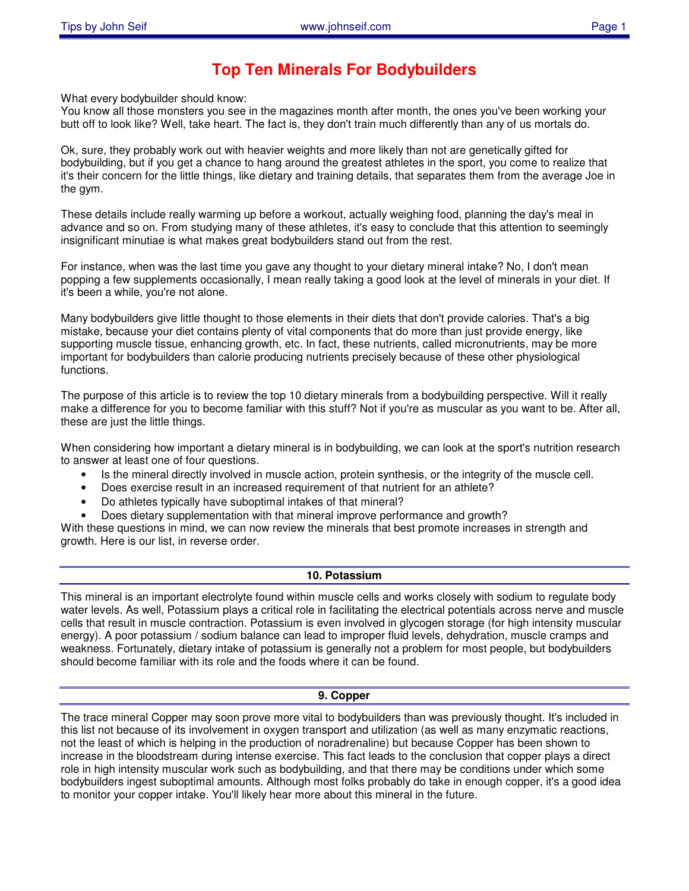# Top Ten Minerals For Bodybuilders

What every bodybuilder should know:
You know all those monsters you see in the magazines month after month, the ones you've been working your butt off to look like? Well, take heart. The fact is, they don't train much differently than any of us mortals do.

Ok, sure, they probably work out with heavier weights and more likely than not are genetically gifted for bodybuilding, but if you get a chance to hang around the greatest athletes in the sport, you come to realize that it's their concern for the little things, like dietary and training details, that separates them from the average Joe in the gym.

These details include really warming up before a workout, actually weighing food, planning the day's meal in advance and so on. From studying many of these athletes, it's easy to conclude that this attention to seemingly insignificant minutiae is what makes great bodybuilders stand out from the rest.

For instance, when was the last time you gave any thought to your dietary mineral intake? No, I don't mean popping a few supplements occasionally, I mean really taking a good look at the level of minerals in your diet. If it's been a while, you're not alone.

Many bodybuilders give little thought to those elements in their diets that don't provide calories. That's a big mistake, because your diet contains plenty of vital components that do more than just provide energy, like supporting muscle tissue, enhancing growth, etc. In fact, these nutrients, called micronutrients, may be more important for bodybuilders than calorie producing nutrients precisely because of these other physiological functions.

The purpose of this article is to review the top 10 dietary minerals from a bodybuilding perspective. Will it really make a difference for you to become familiar with this stuff? Not if you're as muscular as you want to be. After all, these are just the little things.

When considering how important a dietary mineral is in bodybuilding, we can look at the sport's nutrition research to answer at least one of four questions.

- Is the mineral directly involved in muscle action, protein synthesis, or the integrity of the muscle cell.
- Does exercise result in an increased requirement of that nutrient for an athlete?
- Do athletes typically have suboptimal intakes of that mineral?
- Does dietary supplementation with that mineral improve performance and growth?

With these questions in mind, we can now review the minerals that best promote increases in strength and growth. Here is our list, in reverse order.

## 10. Potassium

This mineral is an important electrolyte found within muscle cells and works closely with sodium to regulate body water levels. As well, Potassium plays a critical role in facilitating the electrical potentials across nerve and muscle cells that result in muscle contraction. Potassium is even involved in glycogen storage (for high intensity muscular energy). A poor potassium / sodium balance can lead to improper fluid levels, dehydration, muscle cramps and weakness. Fortunately, dietary intake of potassium is generally not a problem for most people, but bodybuilders should become familiar with its role and the foods where it can be found.

## 9. Copper

The trace mineral Copper may soon prove more vital to bodybuilders than was previously thought. It's included in this list not because of its involvement in oxygen transport and utilization (as well as many enzymatic reactions, not the least of which is helping in the production of noradrenaline) but because Copper has been shown to increase in the bloodstream during intense exercise. This fact leads to the conclusion that copper plays a direct role in high intensity muscular work such as bodybuilding, and that there may be conditions under which some bodybuilders ingest suboptimal amounts. Although most folks probably do take in enough copper, it's a good idea to monitor your copper intake. You'll likely hear more about this mineral in the future.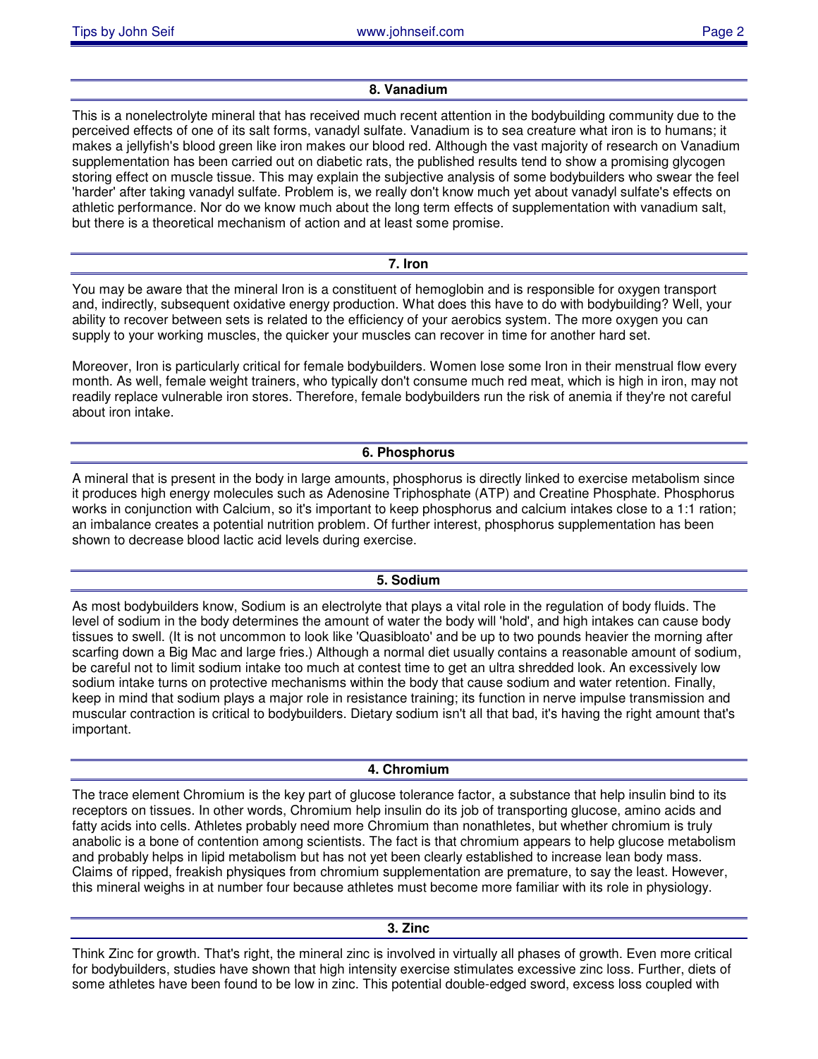## 8. Vanadium

This is a nonelectrolyte mineral that has received much recent attention in the bodybuilding community due to the perceived effects of one of its salt forms, vanadyl sulfate. Vanadium is to sea creature what iron is to humans; it makes a jellyfish's blood green like iron makes our blood red. Although the vast majority of research on Vanadium supplementation has been carried out on diabetic rats, the published results tend to show a promising glycogen storing effect on muscle tissue. This may explain the subjective analysis of some bodybuilders who swear the feel 'harder' after taking vanadyl sulfate. Problem is, we really don't know much yet about vanadyl sulfate's effects on athletic performance. Nor do we know much about the long term effects of supplementation with vanadium salt, but there is a theoretical mechanism of action and at least some promise.

## 7. Iron

You may be aware that the mineral Iron is a constituent of hemoglobin and is responsible for oxygen transport and, indirectly, subsequent oxidative energy production. What does this have to do with bodybuilding? Well, your ability to recover between sets is related to the efficiency of your aerobics system. The more oxygen you can supply to your working muscles, the quicker your muscles can recover in time for another hard set.

Moreover, Iron is particularly critical for female bodybuilders. Women lose some Iron in their menstrual flow every month. As well, female weight trainers, who typically don't consume much red meat, which is high in iron, may not readily replace vulnerable iron stores. Therefore, female bodybuilders run the risk of anemia if they're not careful about iron intake.

## 6. Phosphorus

A mineral that is present in the body in large amounts, phosphorus is directly linked to exercise metabolism since it produces high energy molecules such as Adenosine Triphosphate (ATP) and Creatine Phosphate. Phosphorus works in conjunction with Calcium, so it's important to keep phosphorus and calcium intakes close to a 1:1 ration; an imbalance creates a potential nutrition problem. Of further interest, phosphorus supplementation has been shown to decrease blood lactic acid levels during exercise.

## 5. Sodium

As most bodybuilders know, Sodium is an electrolyte that plays a vital role in the regulation of body fluids. The level of sodium in the body determines the amount of water the body will 'hold', and high intakes can cause body tissues to swell. (It is not uncommon to look like 'Quasibloato' and be up to two pounds heavier the morning after scarfing down a Big Mac and large fries.) Although a normal diet usually contains a reasonable amount of sodium, be careful not to limit sodium intake too much at contest time to get an ultra shredded look. An excessively low sodium intake turns on protective mechanisms within the body that cause sodium and water retention. Finally, keep in mind that sodium plays a major role in resistance training; its function in nerve impulse transmission and muscular contraction is critical to bodybuilders. Dietary sodium isn't all that bad, it's having the right amount that's important.

## 4. Chromium

The trace element Chromium is the key part of glucose tolerance factor, a substance that help insulin bind to its receptors on tissues. In other words, Chromium help insulin do its job of transporting glucose, amino acids and fatty acids into cells. Athletes probably need more Chromium than nonathletes, but whether chromium is truly anabolic is a bone of contention among scientists. The fact is that chromium appears to help glucose metabolism and probably helps in lipid metabolism but has not yet been clearly established to increase lean body mass. Claims of ripped, freakish physiques from chromium supplementation are premature, to say the least. However, this mineral weighs in at number four because athletes must become more familiar with its role in physiology.

## 3. Zinc

Think Zinc for growth. That's right, the mineral zinc is involved in virtually all phases of growth. Even more critical for bodybuilders, studies have shown that high intensity exercise stimulates excessive zinc loss. Further, diets of some athletes have been found to be low in zinc. This potential double-edged sword, excess loss coupled with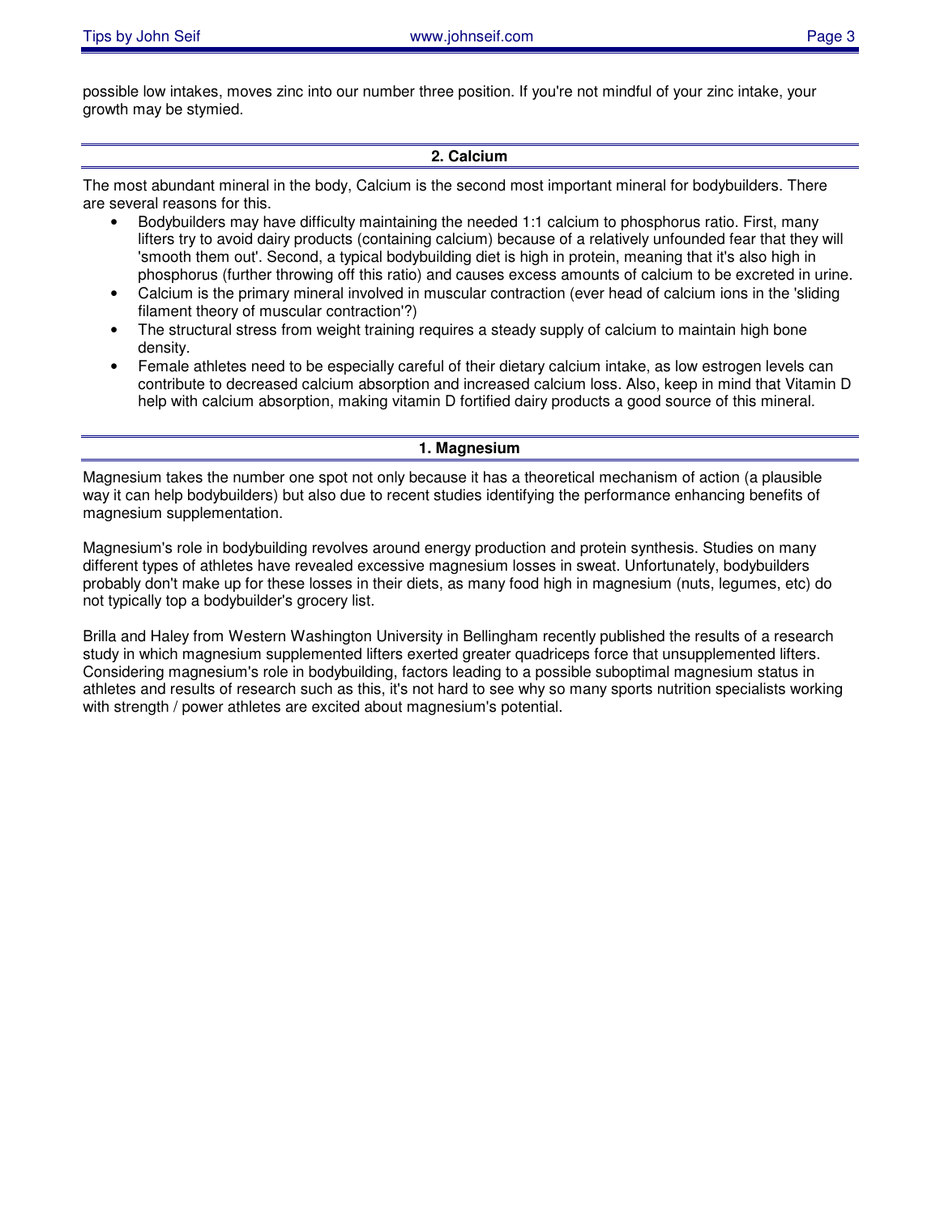possible low intakes, moves zinc into our number three position. If you're not mindful of your zinc intake, your growth may be stymied.

## 2. Calcium

The most abundant mineral in the body, Calcium is the second most important mineral for bodybuilders. There are several reasons for this.

- Bodybuilders may have difficulty maintaining the needed 1:1 calcium to phosphorus ratio. First, many lifters try to avoid dairy products (containing calcium) because of a relatively unfounded fear that they will 'smooth them out'. Second, a typical bodybuilding diet is high in protein, meaning that it's also high in phosphorus (further throwing off this ratio) and causes excess amounts of calcium to be excreted in urine.
- Calcium is the primary mineral involved in muscular contraction (ever head of calcium ions in the 'sliding filament theory of muscular contraction'?)
- The structural stress from weight training requires a steady supply of calcium to maintain high bone density.
- Female athletes need to be especially careful of their dietary calcium intake, as low estrogen levels can contribute to decreased calcium absorption and increased calcium loss. Also, keep in mind that Vitamin D help with calcium absorption, making vitamin D fortified dairy products a good source of this mineral.

## 1. Magnesium

Magnesium takes the number one spot not only because it has a theoretical mechanism of action (a plausible way it can help bodybuilders) but also due to recent studies identifying the performance enhancing benefits of magnesium supplementation.

Magnesium's role in bodybuilding revolves around energy production and protein synthesis. Studies on many different types of athletes have revealed excessive magnesium losses in sweat. Unfortunately, bodybuilders probably don't make up for these losses in their diets, as many food high in magnesium (nuts, legumes, etc) do not typically top a bodybuilder's grocery list.

Brilla and Haley from Western Washington University in Bellingham recently published the results of a research study in which magnesium supplemented lifters exerted greater quadriceps force that unsupplemented lifters. Considering magnesium's role in bodybuilding, factors leading to a possible suboptimal magnesium status in athletes and results of research such as this, it's not hard to see why so many sports nutrition specialists working with strength / power athletes are excited about magnesium's potential.